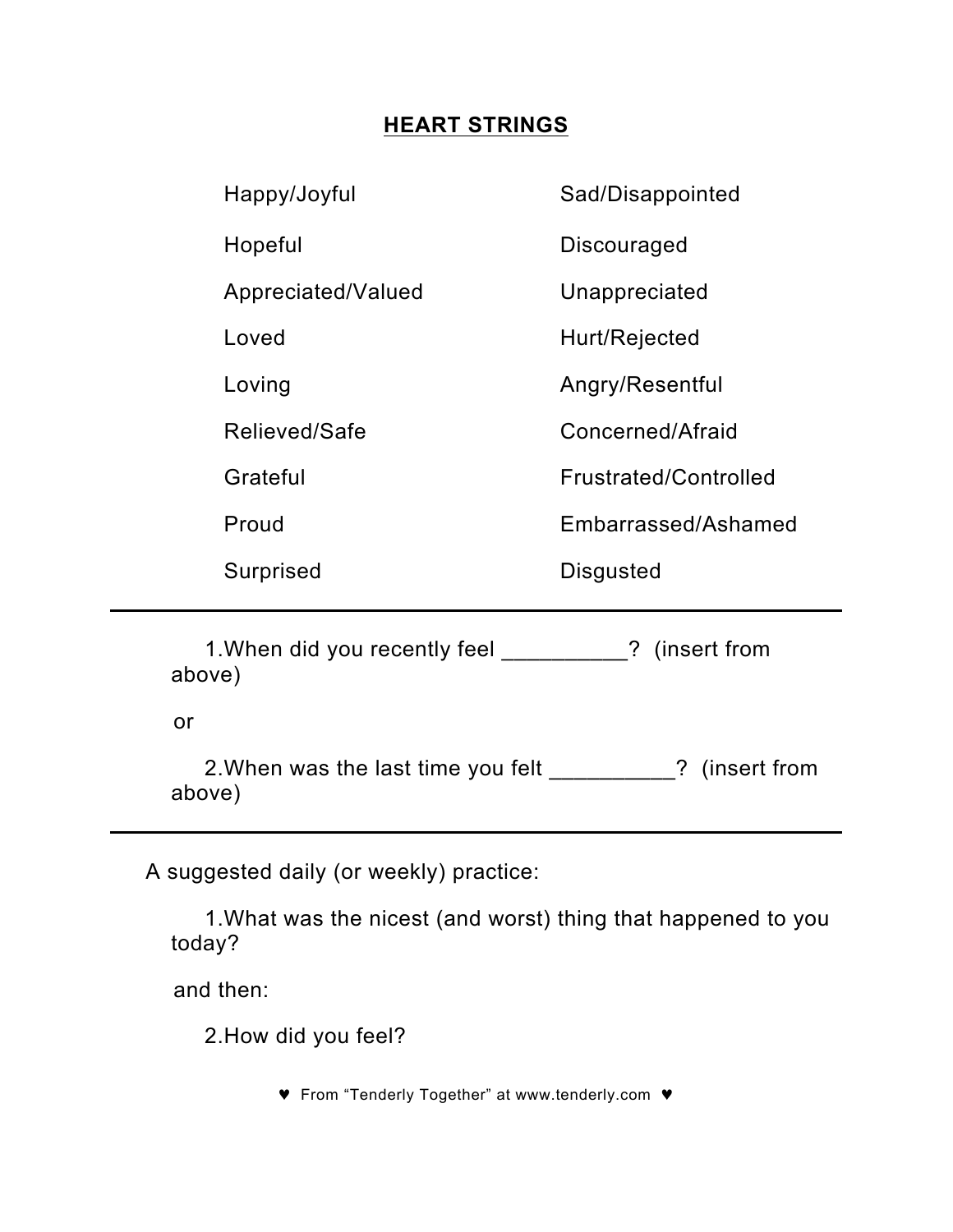# HEART STRINGS

| | |
|---|---|
| Happy/Joyful | Sad/Disappointed |
| Hopeful | Discouraged |
| Appreciated/Valued | Unappreciated |
| Loved | Hurt/Rejected |
| Loving | Angry/Resentful |
| Relieved/Safe | Concerned/Afraid |
| Grateful | Frustrated/Controlled |
| Proud | Embarrassed/Ashamed |
| Surprised | Disgusted |

---

1. When did you recently feel __________? (insert from above)

or

2. When was the last time you felt __________? (insert from above)

---

A suggested daily (or weekly) practice:

1. What was the nicest (and worst) thing that happened to you today?

and then:

2. How did you feel?

♥ From "Tenderly Together" at www.tenderly.com ♥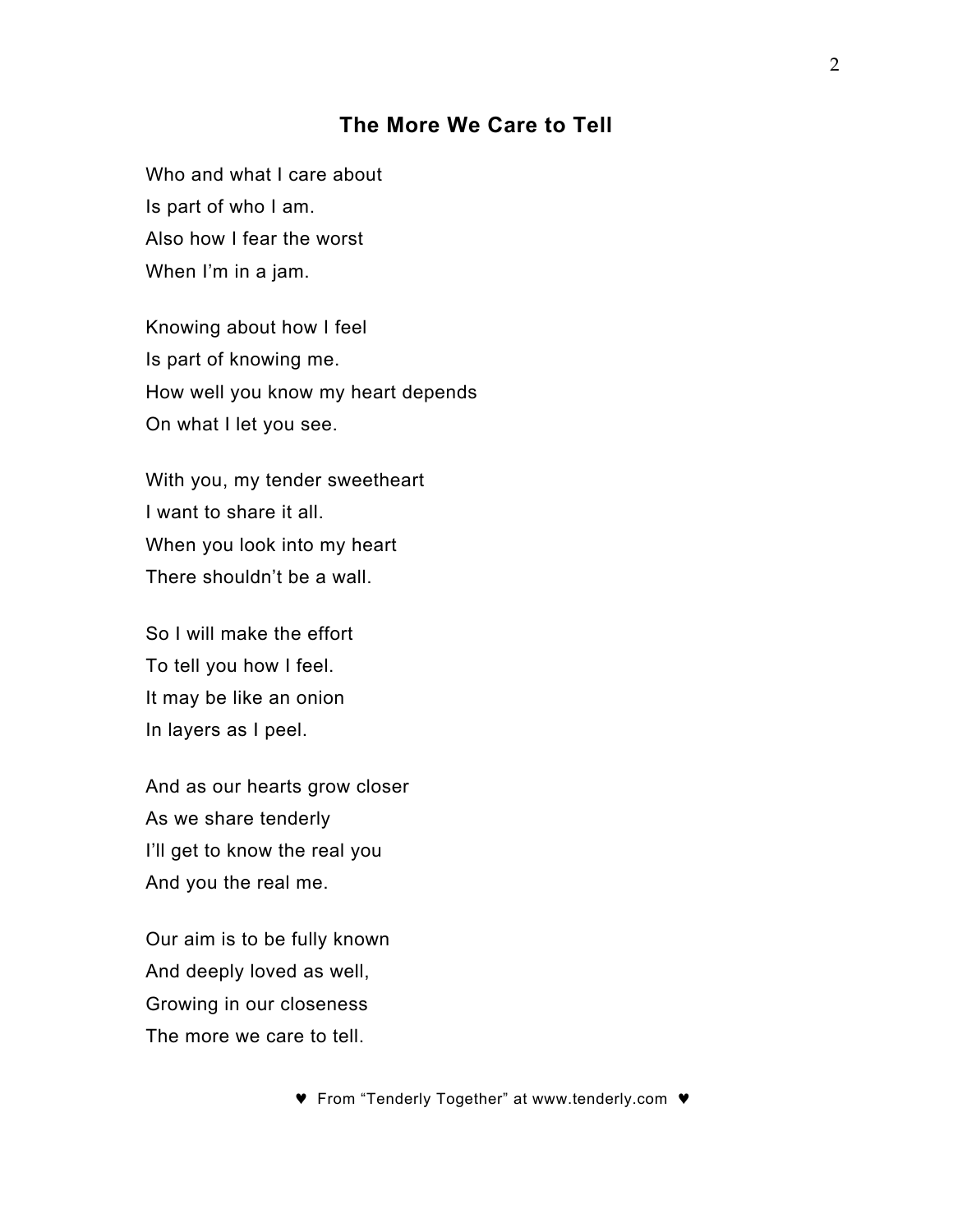## The More We Care to Tell

Who and what I care about
Is part of who I am.
Also how I fear the worst
When I'm in a jam.

Knowing about how I feel
Is part of knowing me.
How well you know my heart depends
On what I let you see.

With you, my tender sweetheart
I want to share it all.
When you look into my heart
There shouldn't be a wall.

So I will make the effort
To tell you how I feel.
It may be like an onion
In layers as I peel.

And as our hearts grow closer
As we share tenderly
I'll get to know the real you
And you the real me.

Our aim is to be fully known
And deeply loved as well,
Growing in our closeness
The more we care to tell.

♥ From "Tenderly Together" at www.tenderly.com ♥